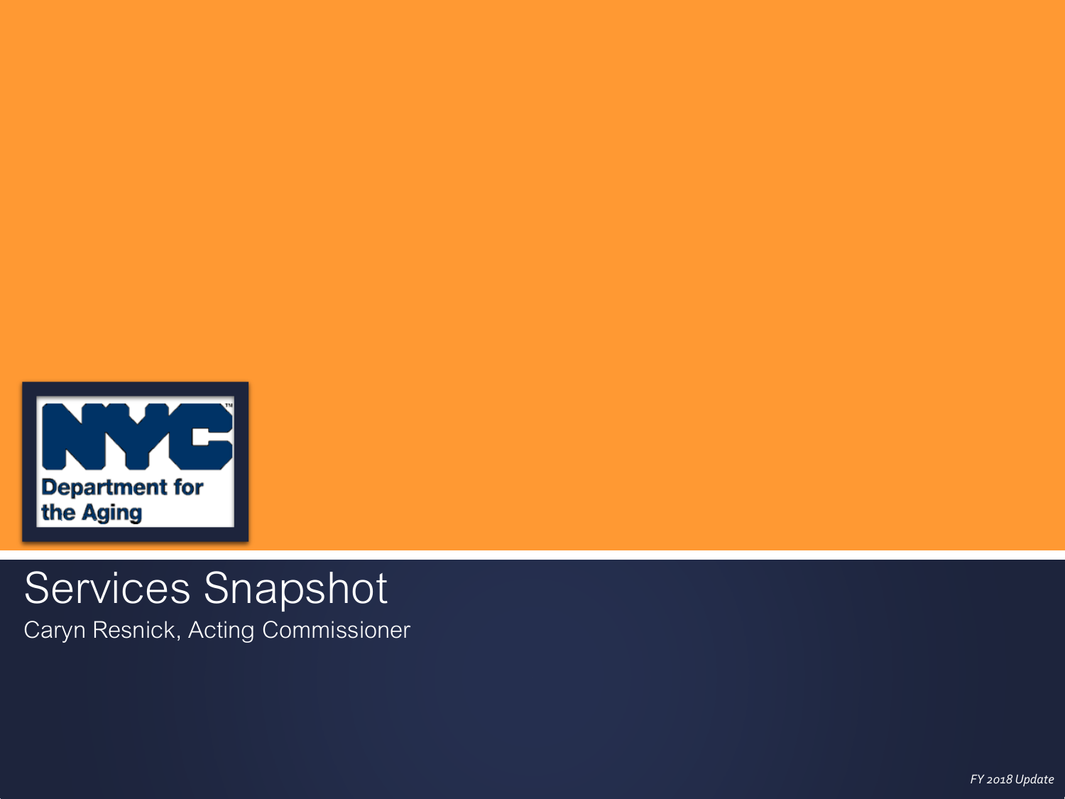NYC Department for the Aging

# Services Snapshot

Caryn Resnick, Acting Commissioner

*FY 2018 Update*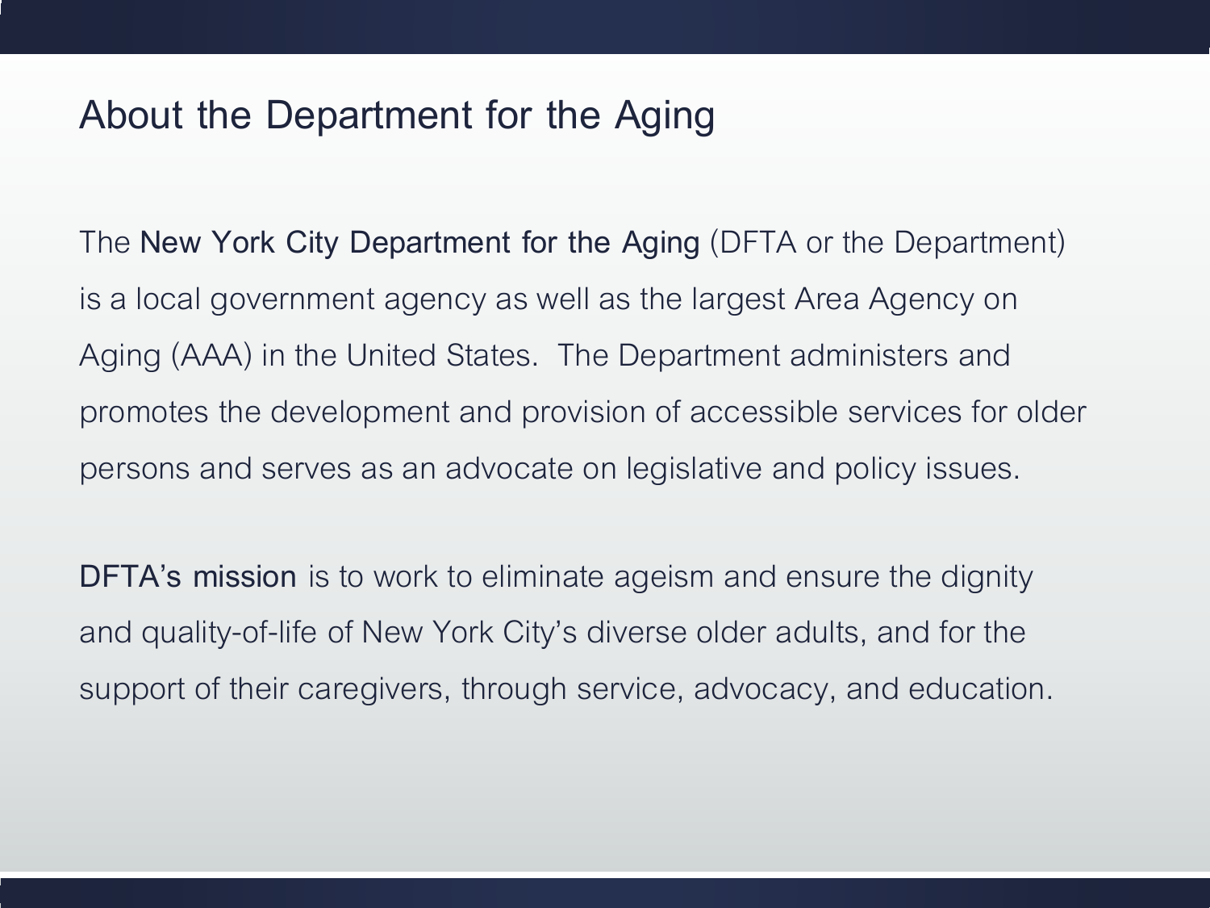# About the Department for the Aging

The **New York City Department for the Aging** (DFTA or the Department) is a local government agency as well as the largest Area Agency on Aging (AAA) in the United States. The Department administers and promotes the development and provision of accessible services for older persons and serves as an advocate on legislative and policy issues.

**DFTA's mission** is to work to eliminate ageism and ensure the dignity and quality-of-life of New York City's diverse older adults, and for the support of their caregivers, through service, advocacy, and education.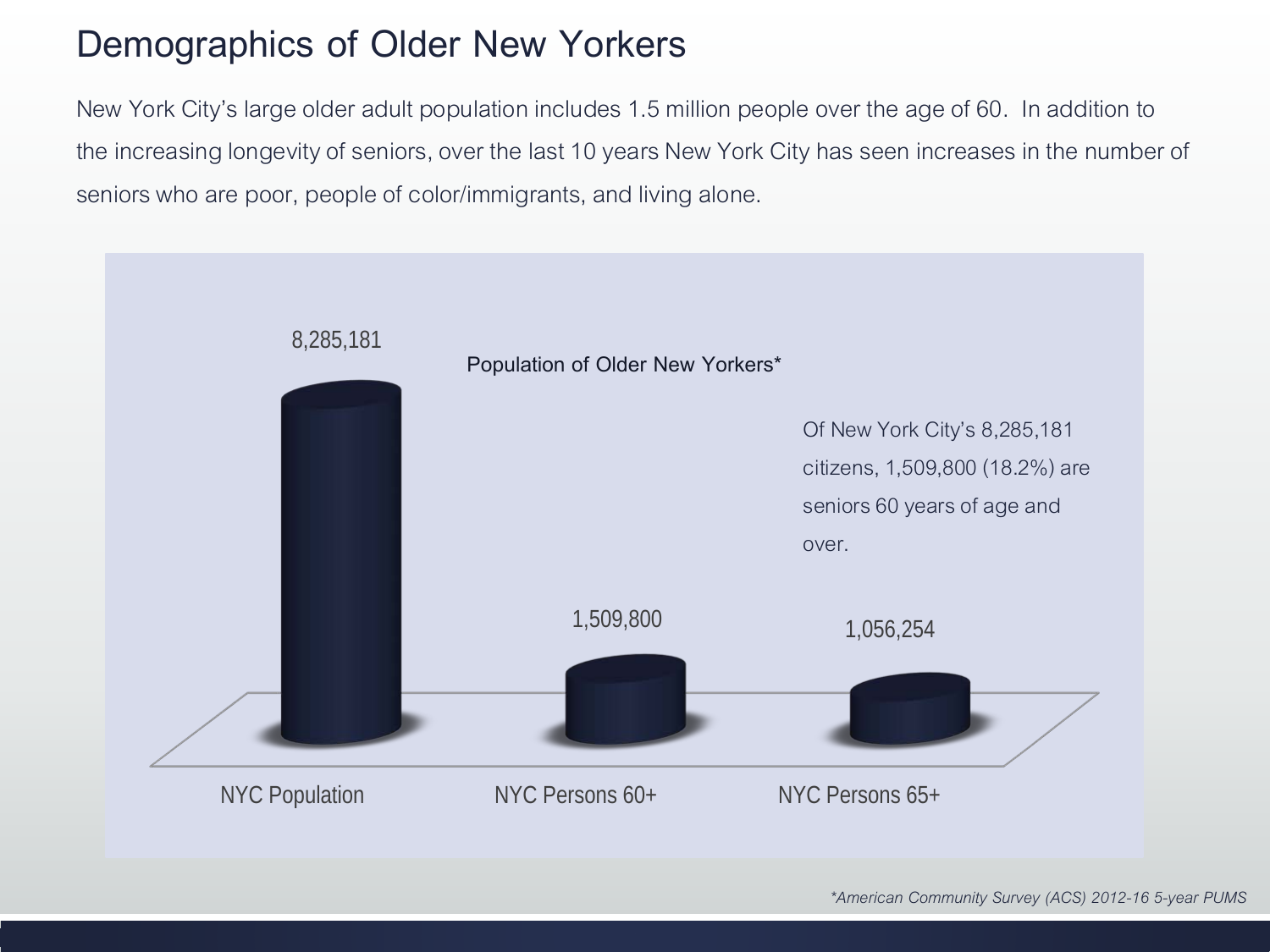# Demographics of Older New Yorkers

New York City's large older adult population includes 1.5 million people over the age of 60. In addition to the increasing longevity of seniors, over the last 10 years New York City has seen increases in the number of seniors who are poor, people of color/immigrants, and living alone.

**Population of Older New Yorkers***

| Category | Population |
|---|---|
| NYC Population | 8,285,181 |
| NYC Persons 60+ | 1,509,800 |
| NYC Persons 65+ | 1,056,254 |

Of New York City's 8,285,181 citizens, 1,509,800 (18.2%) are seniors 60 years of age and over.

*\*American Community Survey (ACS) 2012-16 5-year PUMS*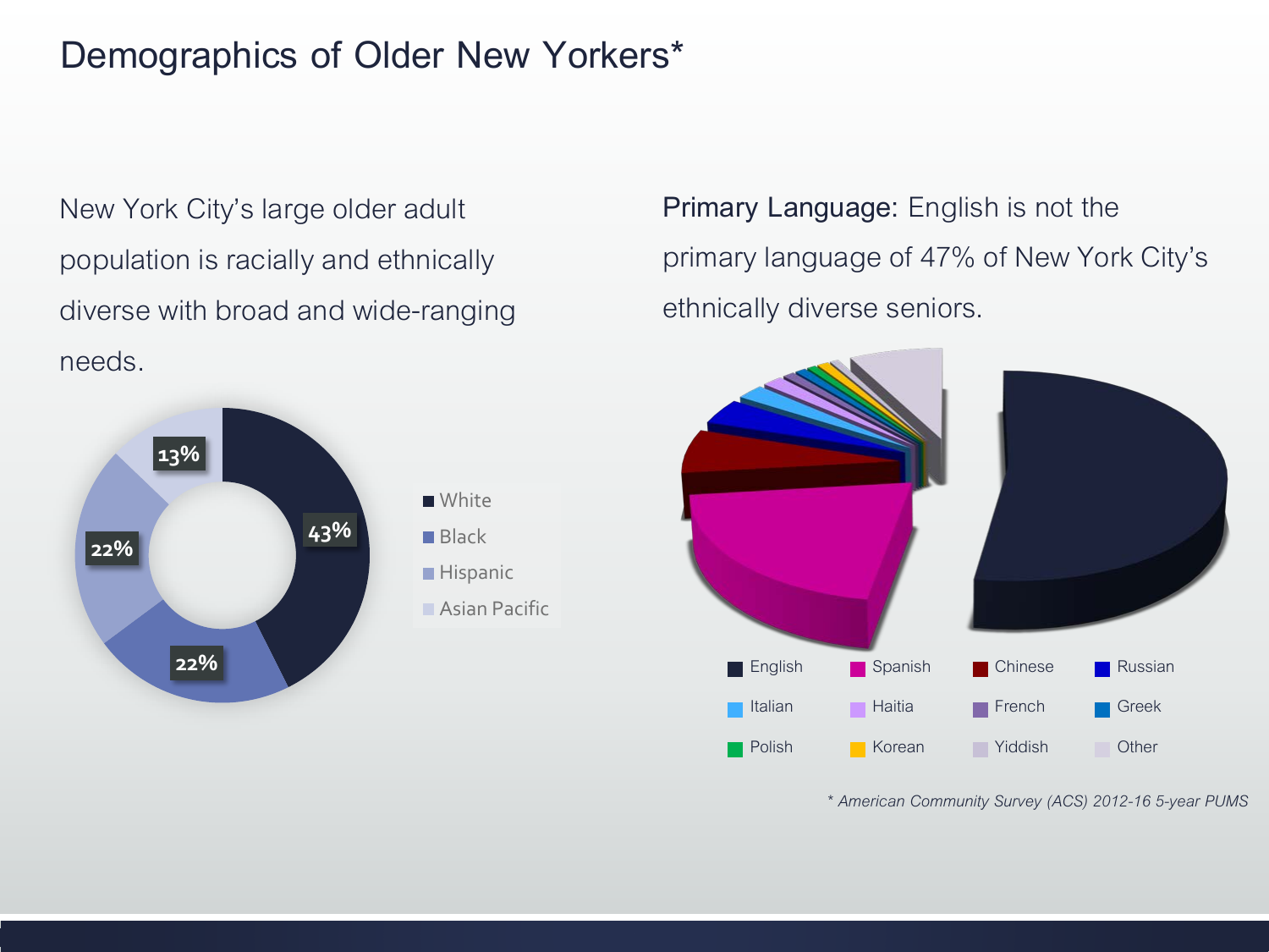# Demographics of Older New Yorkers*

New York City's large older adult population is racially and ethnically diverse with broad and wide-ranging needs.

| Group | Percent |
|---|---|
| White | 43% |
| Black | 22% |
| Hispanic | 22% |
| Asian Pacific | 13% |

**Primary Language:** English is not the primary language of 47% of New York City's ethnically diverse seniors.

English, Spanish, Chinese, Russian, Italian, Haitia, French, Greek, Polish, Korean, Yiddish, Other

*\* American Community Survey (ACS) 2012-16 5-year PUMS*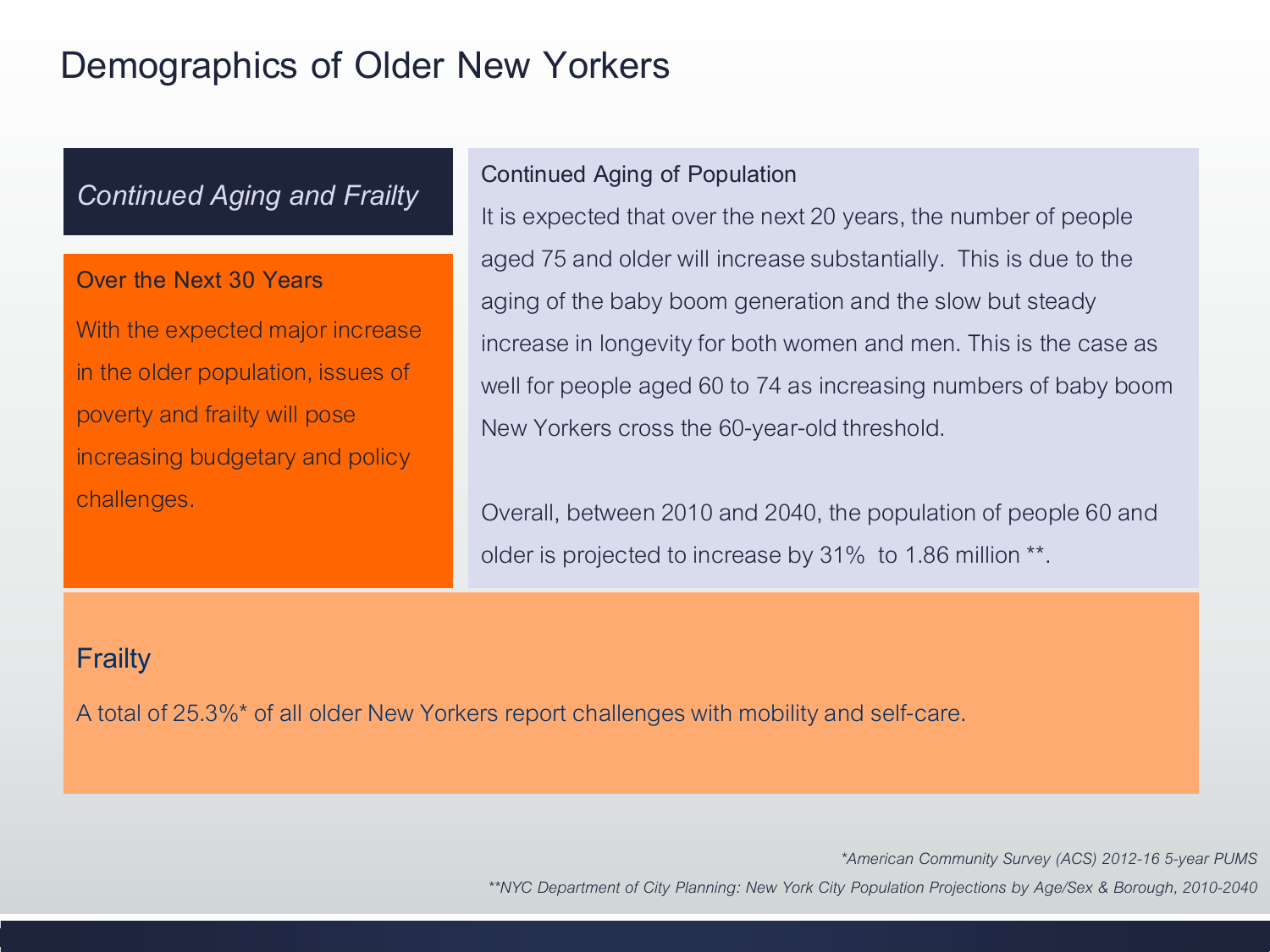# Demographics of Older New Yorkers

## *Continued Aging and Frailty*

### Over the Next 30 Years

With the expected major increase in the older population, issues of poverty and frailty will pose increasing budgetary and policy challenges.

### Continued Aging of Population

It is expected that over the next 20 years, the number of people aged 75 and older will increase substantially. This is due to the aging of the baby boom generation and the slow but steady increase in longevity for both women and men. This is the case as well for people aged 60 to 74 as increasing numbers of baby boom New Yorkers cross the 60-year-old threshold.

Overall, between 2010 and 2040, the population of people 60 and older is projected to increase by 31% to 1.86 million **.

### Frailty

A total of 25.3%* of all older New Yorkers report challenges with mobility and self-care.

*\*American Community Survey (ACS) 2012-16 5-year PUMS*

*\*\*NYC Department of City Planning: New York City Population Projections by Age/Sex & Borough, 2010-2040*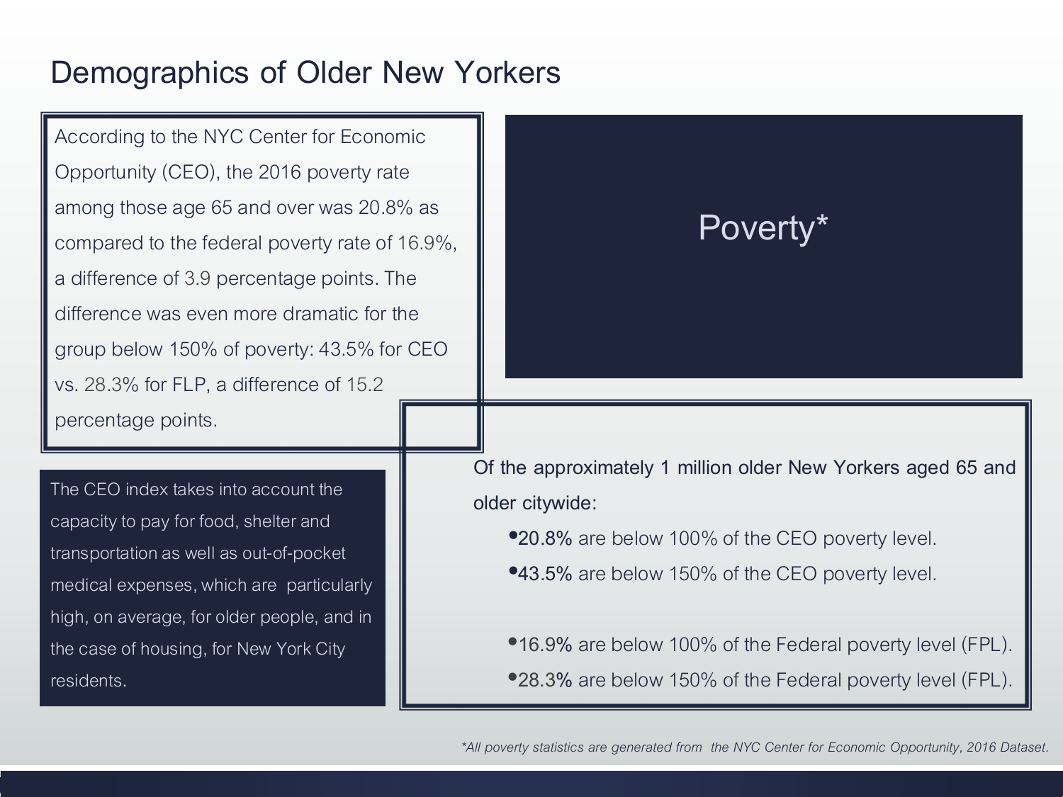# Demographics of Older New Yorkers

## Poverty*

According to the NYC Center for Economic Opportunity (CEO), the 2016 poverty rate among those age 65 and over was 20.8% as compared to the federal poverty rate of 16.9%, a difference of 3.9 percentage points. The difference was even more dramatic for the group below 150% of poverty: 43.5% for CEO vs. 28.3% for FLP, a difference of 15.2 percentage points.

The CEO index takes into account the capacity to pay for food, shelter and transportation as well as out-of-pocket medical expenses, which are particularly high, on average, for older people, and in the case of housing, for New York City residents.

Of the approximately 1 million older New Yorkers aged 65 and older citywide:

- **20.8%** are below 100% of the CEO poverty level.
- **43.5%** are below 150% of the CEO poverty level.

- **16.9%** are below 100% of the Federal poverty level (FPL).
- **28.3%** are below 150% of the Federal poverty level (FPL).

*\*All poverty statistics are generated from the NYC Center for Economic Opportunity, 2016 Dataset.*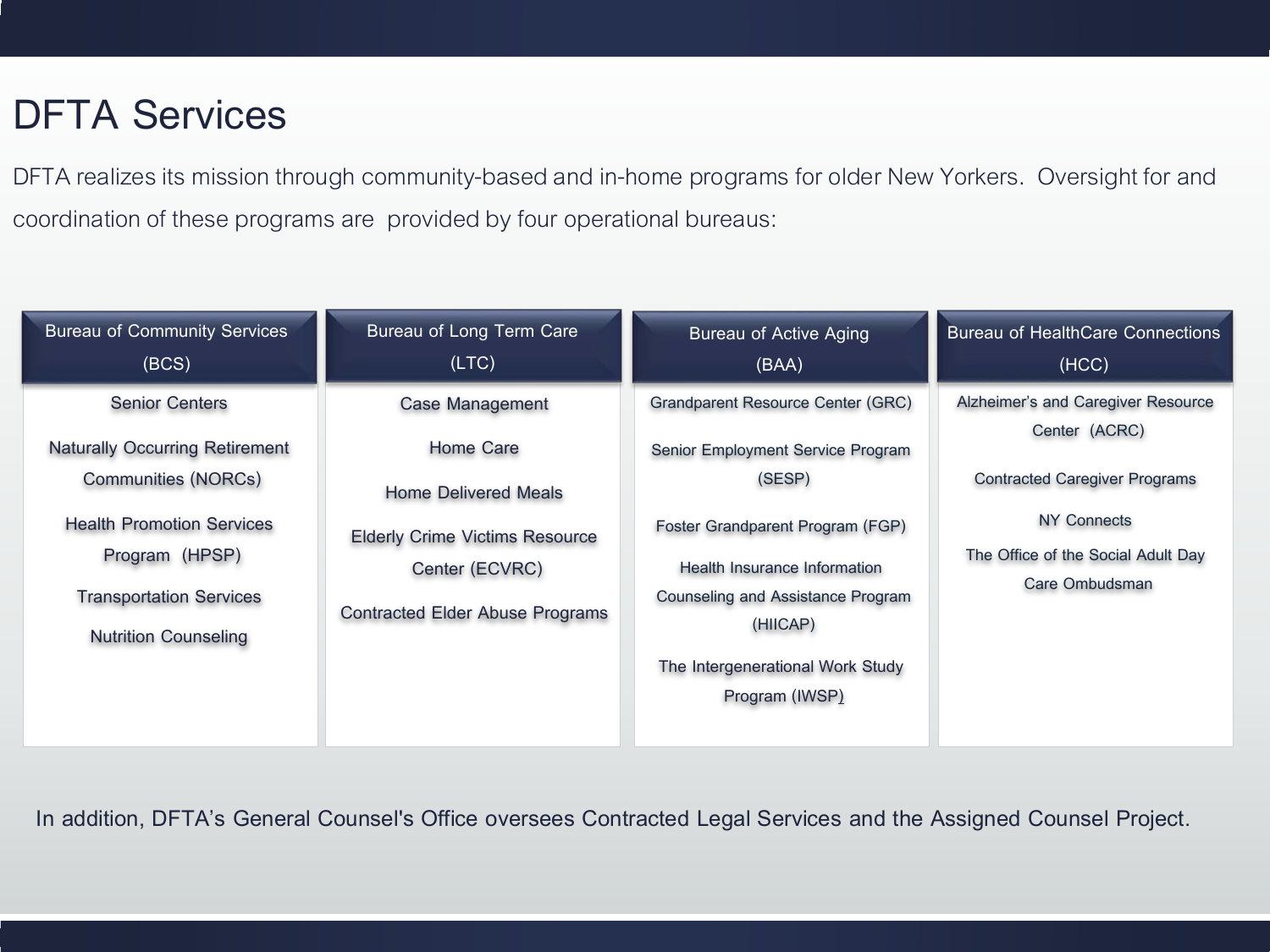# DFTA Services

DFTA realizes its mission through community-based and in-home programs for older New Yorkers. Oversight for and coordination of these programs are provided by four operational bureaus:

## Bureau of Community Services (BCS)

- Senior Centers
- Naturally Occurring Retirement Communities (NORCs)
- Health Promotion Services Program (HPSP)
- Transportation Services
- Nutrition Counseling

## Bureau of Long Term Care (LTC)

- Case Management
- Home Care
- Home Delivered Meals
- Elderly Crime Victims Resource Center (ECVRC)
- Contracted Elder Abuse Programs

## Bureau of Active Aging (BAA)

- Grandparent Resource Center (GRC)
- Senior Employment Service Program (SESP)
- Foster Grandparent Program (FGP)
- Health Insurance Information Counseling and Assistance Program (HIICAP)
- The Intergenerational Work Study Program (IWSP)

## Bureau of HealthCare Connections (HCC)

- Alzheimer's and Caregiver Resource Center (ACRC)
- Contracted Caregiver Programs
- NY Connects
- The Office of the Social Adult Day Care Ombudsman

In addition, DFTA's General Counsel's Office oversees Contracted Legal Services and the Assigned Counsel Project.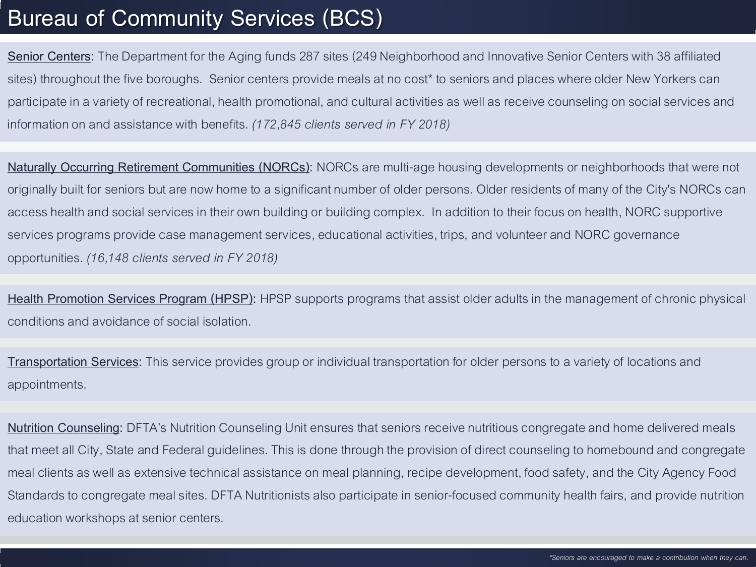# Bureau of Community Services (BCS)

Senior Centers: The Department for the Aging funds 287 sites (249 Neighborhood and Innovative Senior Centers with 38 affiliated sites) throughout the five boroughs. Senior centers provide meals at no cost* to seniors and places where older New Yorkers can participate in a variety of recreational, health promotional, and cultural activities as well as receive counseling on social services and information on and assistance with benefits. *(172,845 clients served in FY 2018)*

Naturally Occurring Retirement Communities (NORCs): NORCs are multi-age housing developments or neighborhoods that were not originally built for seniors but are now home to a significant number of older persons. Older residents of many of the City's NORCs can access health and social services in their own building or building complex. In addition to their focus on health, NORC supportive services programs provide case management services, educational activities, trips, and volunteer and NORC governance opportunities. *(16,148 clients served in FY 2018)*

Health Promotion Services Program (HPSP): HPSP supports programs that assist older adults in the management of chronic physical conditions and avoidance of social isolation.

Transportation Services: This service provides group or individual transportation for older persons to a variety of locations and appointments.

Nutrition Counseling: DFTA's Nutrition Counseling Unit ensures that seniors receive nutritious congregate and home delivered meals that meet all City, State and Federal guidelines. This is done through the provision of direct counseling to homebound and congregate meal clients as well as extensive technical assistance on meal planning, recipe development, food safety, and the City Agency Food Standards to congregate meal sites. DFTA Nutritionists also participate in senior-focused community health fairs, and provide nutrition education workshops at senior centers.

*\*Seniors are encouraged to make a contribution when they can.*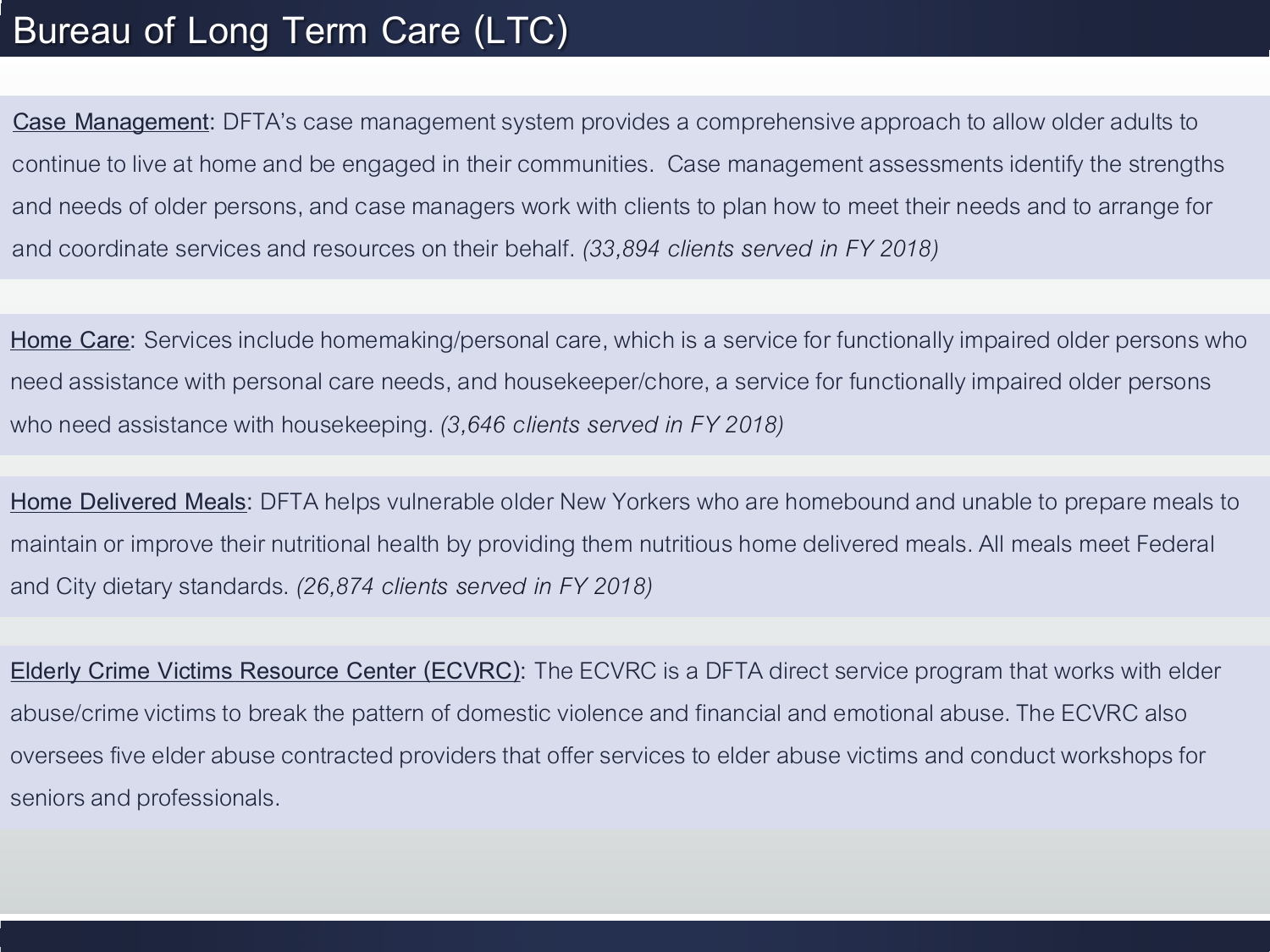# Bureau of Long Term Care (LTC)

Case Management: DFTA's case management system provides a comprehensive approach to allow older adults to continue to live at home and be engaged in their communities. Case management assessments identify the strengths and needs of older persons, and case managers work with clients to plan how to meet their needs and to arrange for and coordinate services and resources on their behalf. *(33,894 clients served in FY 2018)*

Home Care: Services include homemaking/personal care, which is a service for functionally impaired older persons who need assistance with personal care needs, and housekeeper/chore, a service for functionally impaired older persons who need assistance with housekeeping. *(3,646 clients served in FY 2018)*

Home Delivered Meals: DFTA helps vulnerable older New Yorkers who are homebound and unable to prepare meals to maintain or improve their nutritional health by providing them nutritious home delivered meals. All meals meet Federal and City dietary standards. *(26,874 clients served in FY 2018)*

Elderly Crime Victims Resource Center (ECVRC): The ECVRC is a DFTA direct service program that works with elder abuse/crime victims to break the pattern of domestic violence and financial and emotional abuse. The ECVRC also oversees five elder abuse contracted providers that offer services to elder abuse victims and conduct workshops for seniors and professionals.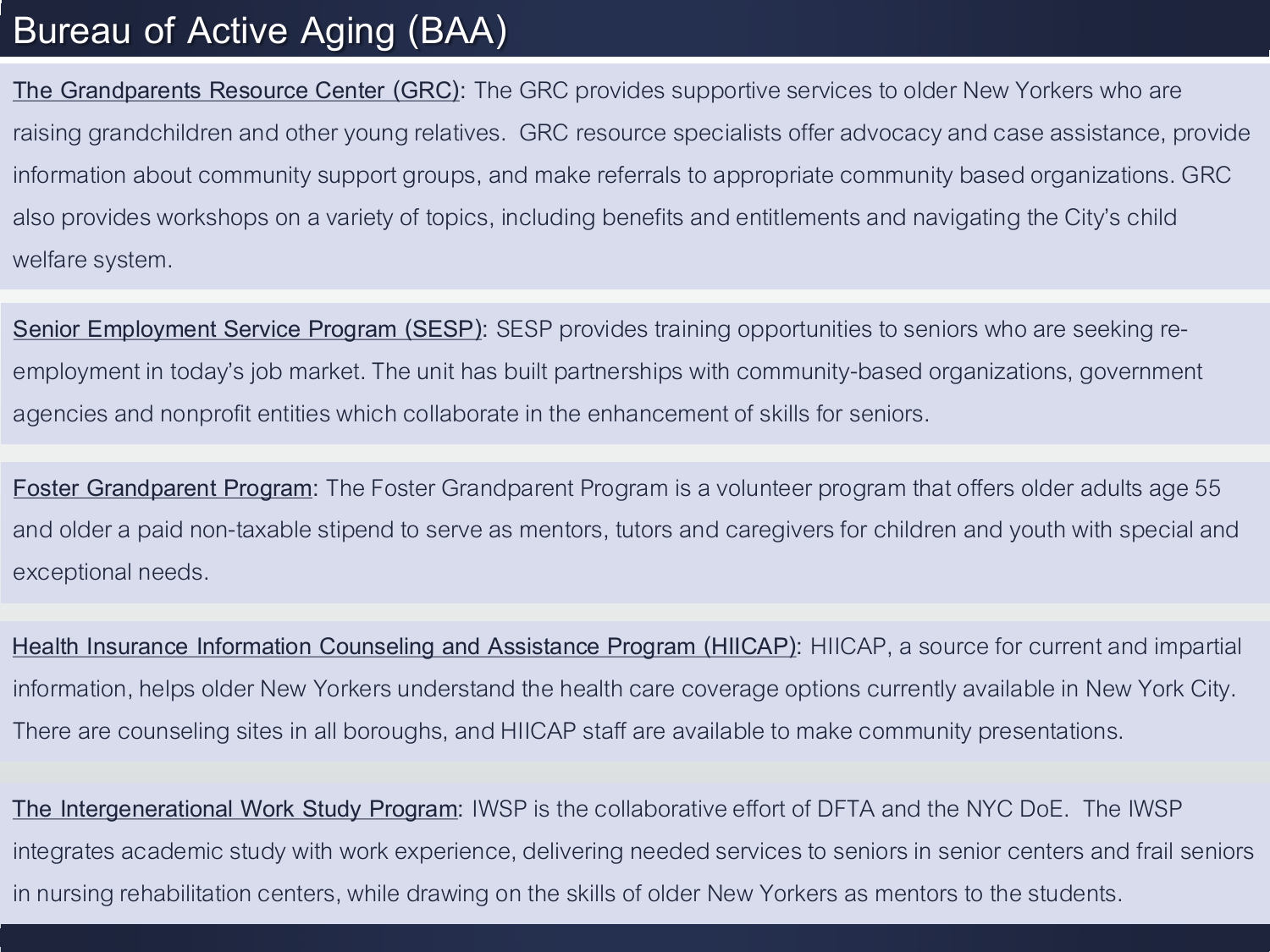# Bureau of Active Aging (BAA)

The Grandparents Resource Center (GRC): The GRC provides supportive services to older New Yorkers who are raising grandchildren and other young relatives. GRC resource specialists offer advocacy and case assistance, provide information about community support groups, and make referrals to appropriate community based organizations. GRC also provides workshops on a variety of topics, including benefits and entitlements and navigating the City's child welfare system.

Senior Employment Service Program (SESP): SESP provides training opportunities to seniors who are seeking re-employment in today's job market. The unit has built partnerships with community-based organizations, government agencies and nonprofit entities which collaborate in the enhancement of skills for seniors.

Foster Grandparent Program: The Foster Grandparent Program is a volunteer program that offers older adults age 55 and older a paid non-taxable stipend to serve as mentors, tutors and caregivers for children and youth with special and exceptional needs.

Health Insurance Information Counseling and Assistance Program (HIICAP): HIICAP, a source for current and impartial information, helps older New Yorkers understand the health care coverage options currently available in New York City. There are counseling sites in all boroughs, and HIICAP staff are available to make community presentations.

The Intergenerational Work Study Program: IWSP is the collaborative effort of DFTA and the NYC DoE. The IWSP integrates academic study with work experience, delivering needed services to seniors in senior centers and frail seniors in nursing rehabilitation centers, while drawing on the skills of older New Yorkers as mentors to the students.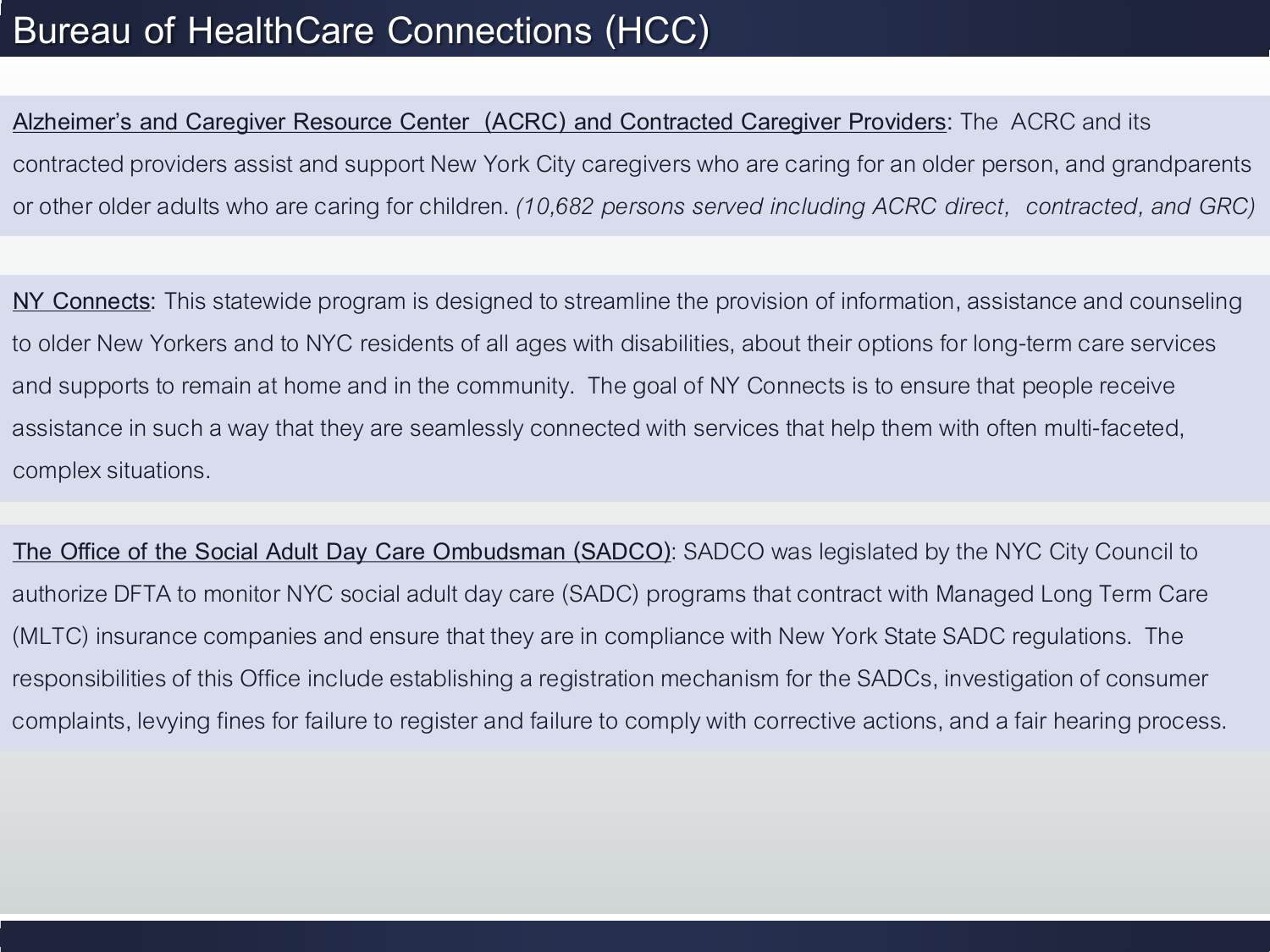# Bureau of HealthCare Connections (HCC)

Alzheimer's and Caregiver Resource Center (ACRC) and Contracted Caregiver Providers: The ACRC and its contracted providers assist and support New York City caregivers who are caring for an older person, and grandparents or other older adults who are caring for children. *(10,682 persons served including ACRC direct, contracted, and GRC)*

NY Connects: This statewide program is designed to streamline the provision of information, assistance and counseling to older New Yorkers and to NYC residents of all ages with disabilities, about their options for long-term care services and supports to remain at home and in the community. The goal of NY Connects is to ensure that people receive assistance in such a way that they are seamlessly connected with services that help them with often multi-faceted, complex situations.

The Office of the Social Adult Day Care Ombudsman (SADCO): SADCO was legislated by the NYC City Council to authorize DFTA to monitor NYC social adult day care (SADC) programs that contract with Managed Long Term Care (MLTC) insurance companies and ensure that they are in compliance with New York State SADC regulations. The responsibilities of this Office include establishing a registration mechanism for the SADCs, investigation of consumer complaints, levying fines for failure to register and failure to comply with corrective actions, and a fair hearing process.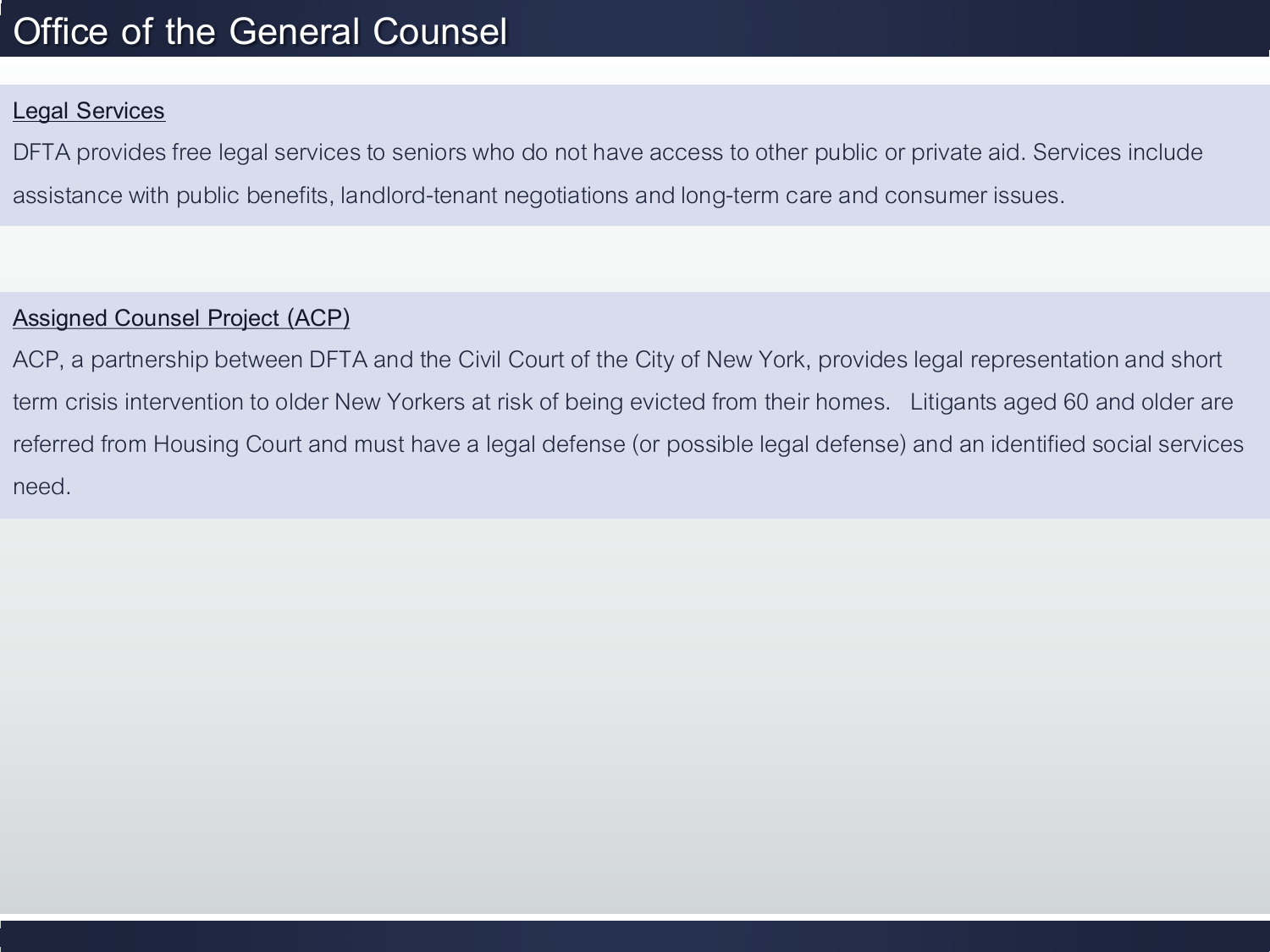# Office of the General Counsel

## Legal Services

DFTA provides free legal services to seniors who do not have access to other public or private aid. Services include assistance with public benefits, landlord-tenant negotiations and long-term care and consumer issues.

## Assigned Counsel Project (ACP)

ACP, a partnership between DFTA and the Civil Court of the City of New York, provides legal representation and short term crisis intervention to older New Yorkers at risk of being evicted from their homes. Litigants aged 60 and older are referred from Housing Court and must have a legal defense (or possible legal defense) and an identified social services need.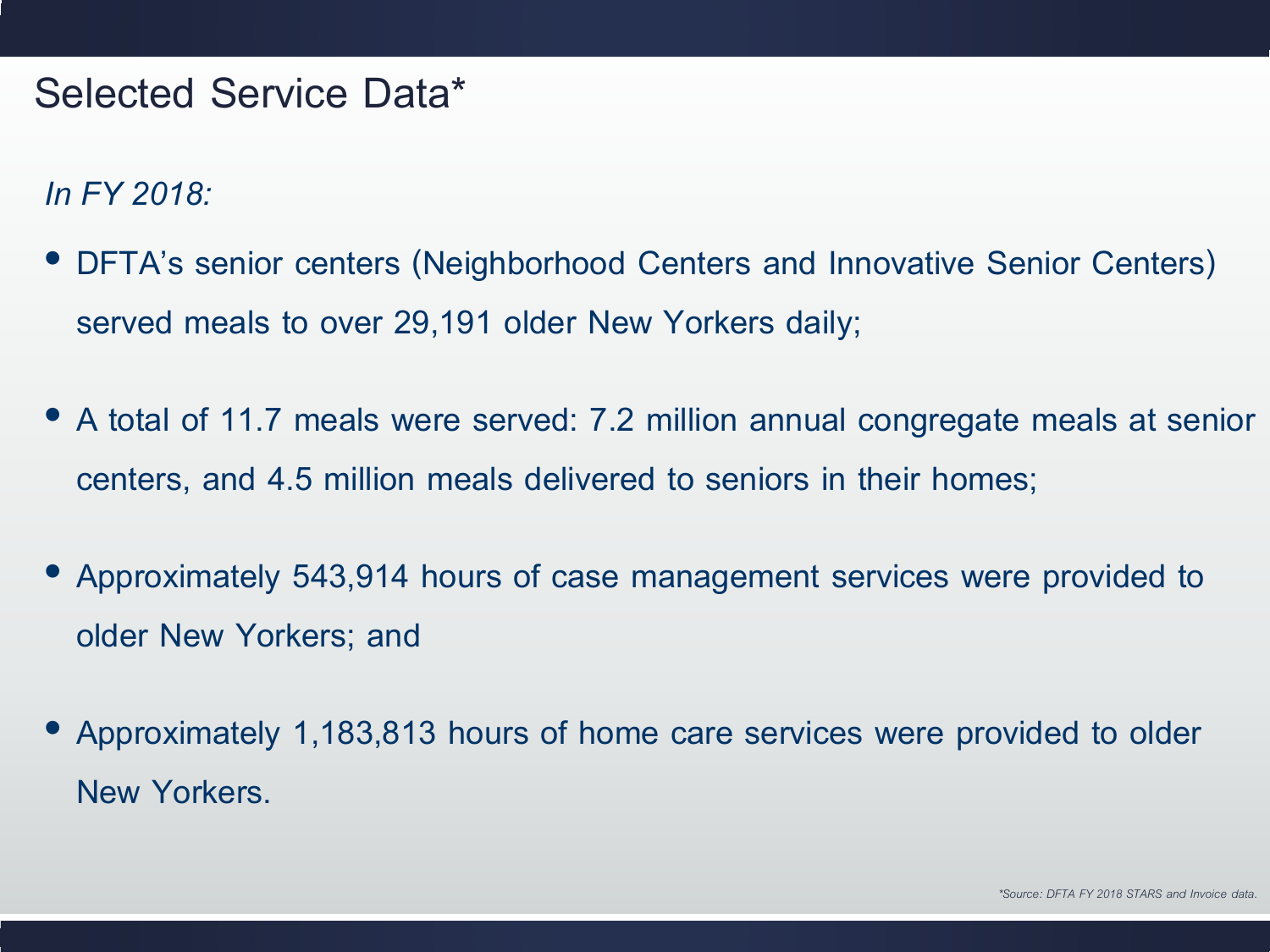# Selected Service Data*

*In FY 2018:*

- DFTA's senior centers (Neighborhood Centers and Innovative Senior Centers) served meals to over 29,191 older New Yorkers daily;
- A total of 11.7 meals were served: 7.2 million annual congregate meals at senior centers, and 4.5 million meals delivered to seniors in their homes;
- Approximately 543,914 hours of case management services were provided to older New Yorkers; and
- Approximately 1,183,813 hours of home care services were provided to older New Yorkers.

*\*Source: DFTA FY 2018 STARS and Invoice data.*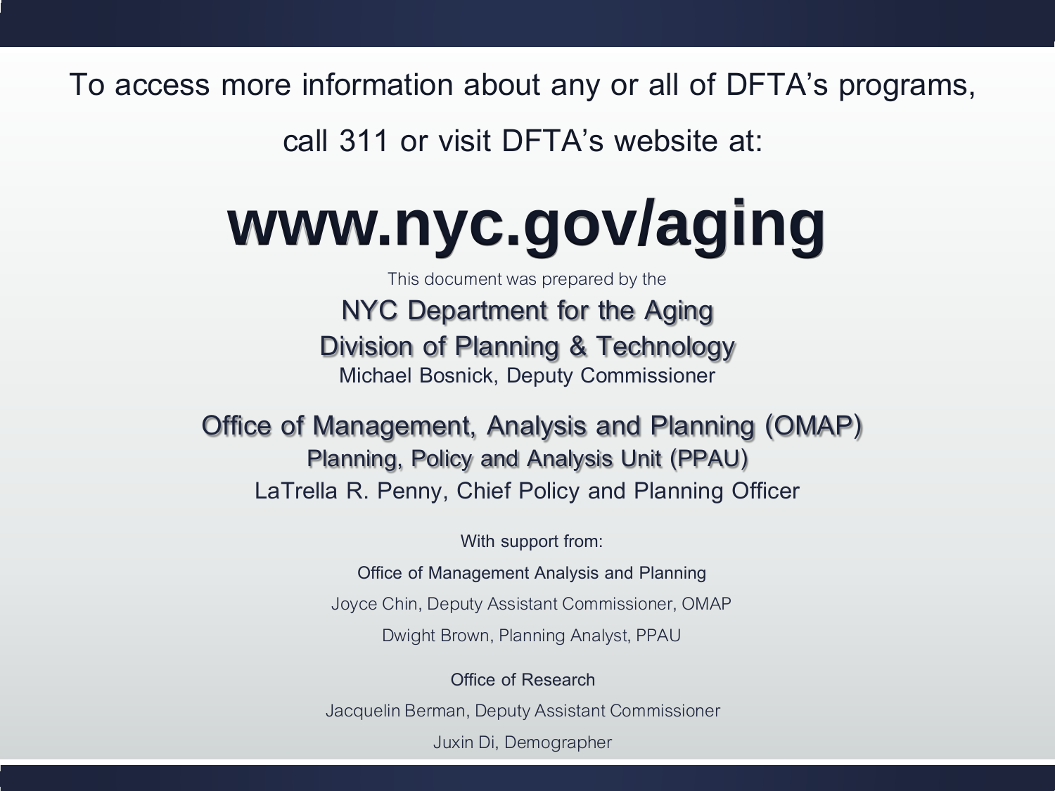To access more information about any or all of DFTA's programs,

call 311 or visit DFTA's website at:

# www.nyc.gov/aging

This document was prepared by the

**NYC Department for the Aging**

**Division of Planning & Technology**

Michael Bosnick, Deputy Commissioner

**Office of Management, Analysis and Planning (OMAP)**

**Planning, Policy and Analysis Unit (PPAU)**

LaTrella R. Penny, Chief Policy and Planning Officer

With support from:

Office of Management Analysis and Planning

Joyce Chin, Deputy Assistant Commissioner, OMAP

Dwight Brown, Planning Analyst, PPAU

Office of Research

Jacquelin Berman, Deputy Assistant Commissioner

Juxin Di, Demographer